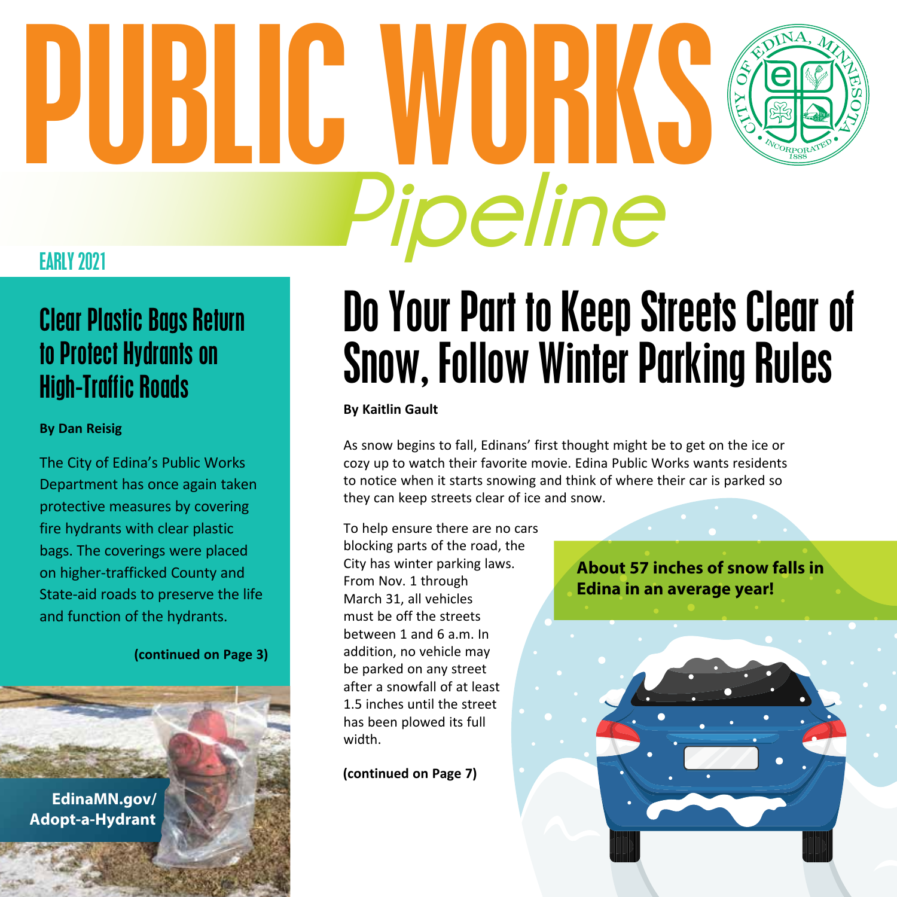# PUBLIC WORKS *Pipeline*

EARLY 2021

## Clear Plastic Bags Return to Protect Hydrants on High-Traffic Roads

**By Dan Reisig**

The City of Edina's Public Works Department has once again taken protective measures by covering fire hydrants with clear plastic bags. The coverings were placed on higher-trafficked County and State-aid roads to preserve the life and function of the hydrants.

**(continued on Page 3)**

**EdinaMN.gov/ Adopt-a-Hydrant**

## Do Your Part to Keep Streets Clear of Snow, Follow Winter Parking Rules

**By Kaitlin Gault**

As snow begins to fall, Edinans' first thought might be to get on the ice or cozy up to watch their favorite movie. Edina Public Works wants residents to notice when it starts snowing and think of where their car is parked so they can keep streets clear of ice and snow.

To help ensure there are no cars blocking parts of the road, the City has winter parking laws. From Nov. 1 through March 31, all vehicles must be off the streets between 1 and 6 a.m. In addition, no vehicle may be parked on any street after a snowfall of at least 1.5 inches until the street has been plowed its full width.

**(continued on Page 7)**

**About 57 inches of snow falls in Edina in an average year!**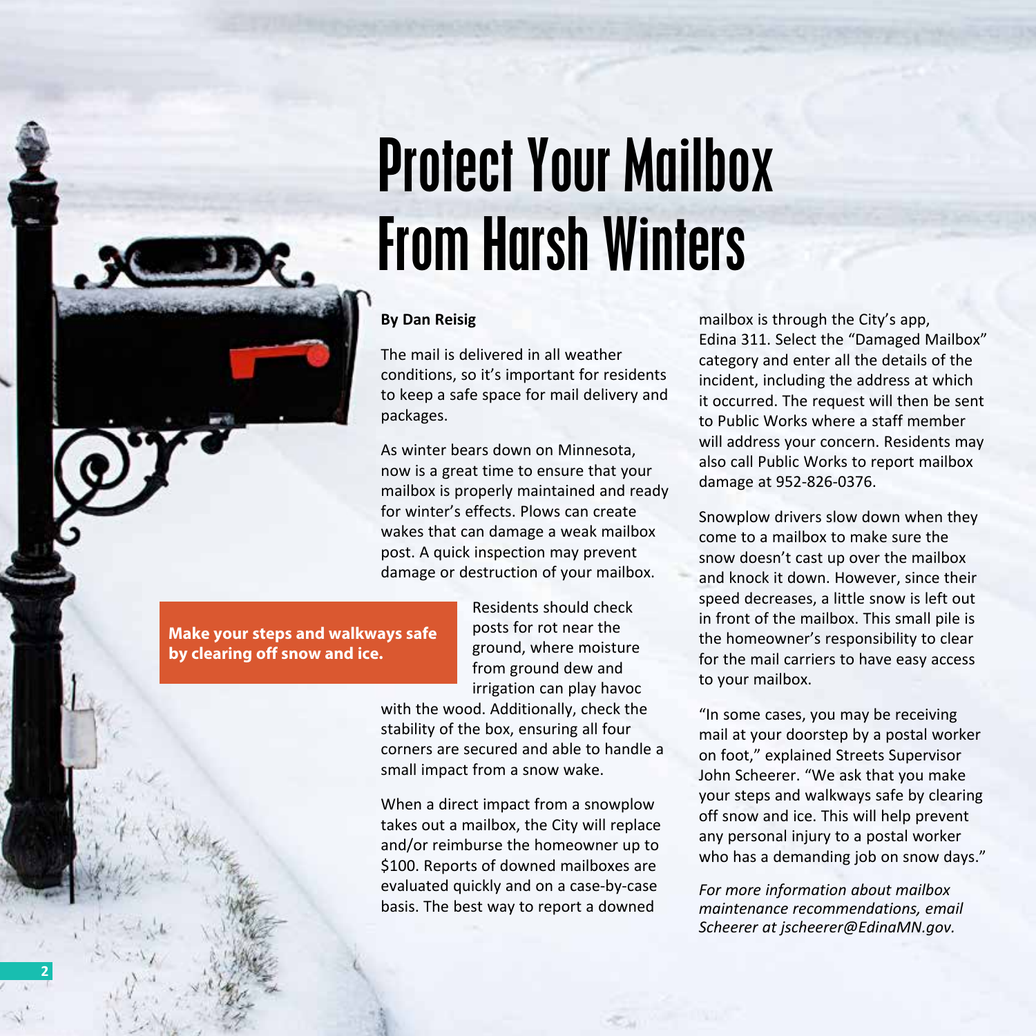# Protect Your Mailbox From Harsh Winters

**By Dan Reisig**

The mail is delivered in all weather conditions, so it's important for residents to keep a safe space for mail delivery and packages.

As winter bears down on Minnesota, now is a great time to ensure that your mailbox is properly maintained and ready for winter's effects. Plows can create wakes that can damage a weak mailbox post. A quick inspection may prevent damage or destruction of your mailbox.

**Make your steps and walkways safe by clearing off snow and ice.**

Residents should check posts for rot near the ground, where moisture from ground dew and irrigation can play havoc with the wood. Additionally, check the stability of the box, ensuring all four corners are secured and able to handle a small impact from a snow wake.

When a direct impact from a snowplow takes out a mailbox, the City will replace and/or reimburse the homeowner up to $100. Reports of downed mailboxes are evaluated quickly and on a case-by-case basis. The best way to report a downed mailbox is through the City's app, Edina 311. Select the "Damaged Mailbox" category and enter all the details of the incident, including the address at which it occurred. The request will then be sent to Public Works where a staff member will address your concern. Residents may also call Public Works to report mailbox damage at 952-826-0376.

Snowplow drivers slow down when they come to a mailbox to make sure the snow doesn't cast up over the mailbox and knock it down. However, since their speed decreases, a little snow is left out in front of the mailbox. This small pile is the homeowner's responsibility to clear for the mail carriers to have easy access to your mailbox.

"In some cases, you may be receiving mail at your doorstep by a postal worker on foot," explained Streets Supervisor John Scheerer. "We ask that you make your steps and walkways safe by clearing off snow and ice. This will help prevent any personal injury to a postal worker who has a demanding job on snow days."

*For more information about mailbox maintenance recommendations, email Scheerer at jscheerer@EdinaMN.gov.*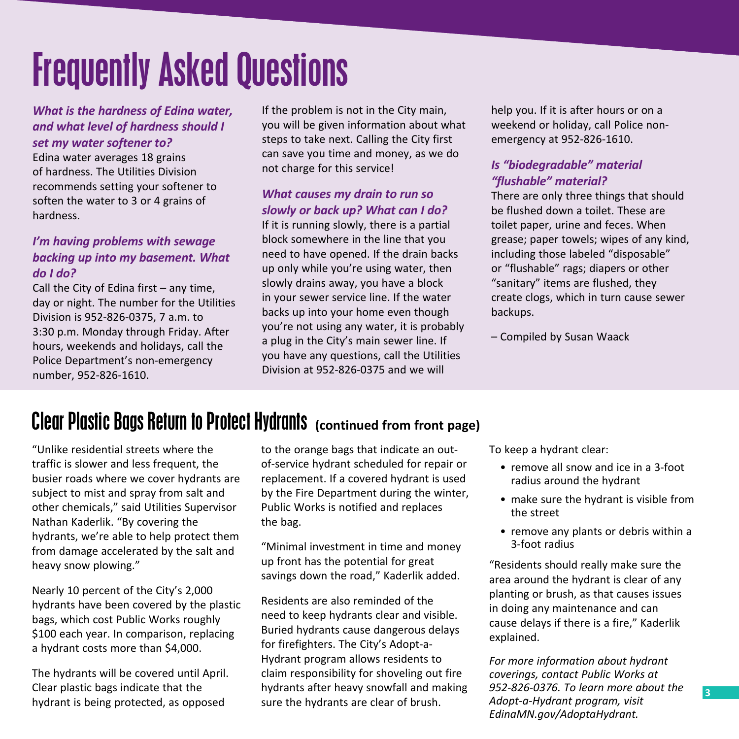# Frequently Asked Questions

***What is the hardness of Edina water, and what level of hardness should I set my water softener to?***

Edina water averages 18 grains of hardness. The Utilities Division recommends setting your softener to soften the water to 3 or 4 grains of hardness.

***I'm having problems with sewage backing up into my basement. What do I do?***

Call the City of Edina first – any time, day or night. The number for the Utilities Division is 952-826-0375, 7 a.m. to 3:30 p.m. Monday through Friday. After hours, weekends and holidays, call the Police Department's non-emergency number, 952-826-1610. If the problem is not in the City main, you will be given information about what steps to take next. Calling the City first can save you time and money, as we do not charge for this service!

***What causes my drain to run so slowly or back up? What can I do?***

If it is running slowly, there is a partial block somewhere in the line that you need to have opened. If the drain backs up only while you're using water, then slowly drains away, you have a block in your sewer service line. If the water backs up into your home even though you're not using any water, it is probably a plug in the City's main sewer line. If you have any questions, call the Utilities Division at 952-826-0375 and we will help you. If it is after hours or on a weekend or holiday, call Police non-emergency at 952-826-1610.

***Is "biodegradable" material "flushable" material?***

There are only three things that should be flushed down a toilet. These are toilet paper, urine and feces. When grease; paper towels; wipes of any kind, including those labeled "disposable" or "flushable" rags; diapers or other "sanitary" items are flushed, they create clogs, which in turn cause sewer backups.

– Compiled by Susan Waack

## Clear Plastic Bags Return to Protect Hydrants **(continued from front page)**

"Unlike residential streets where the traffic is slower and less frequent, the busier roads where we cover hydrants are subject to mist and spray from salt and other chemicals," said Utilities Supervisor Nathan Kaderlik. "By covering the hydrants, we're able to help protect them from damage accelerated by the salt and heavy snow plowing."

Nearly 10 percent of the City's 2,000 hydrants have been covered by the plastic bags, which cost Public Works roughly $100 each year. In comparison, replacing a hydrant costs more than $4,000.

The hydrants will be covered until April. Clear plastic bags indicate that the hydrant is being protected, as opposed to the orange bags that indicate an out-of-service hydrant scheduled for repair or replacement. If a covered hydrant is used by the Fire Department during the winter, Public Works is notified and replaces the bag.

"Minimal investment in time and money up front has the potential for great savings down the road," Kaderlik added.

Residents are also reminded of the need to keep hydrants clear and visible. Buried hydrants cause dangerous delays for firefighters. The City's Adopt-a-Hydrant program allows residents to claim responsibility for shoveling out fire hydrants after heavy snowfall and making sure the hydrants are clear of brush.

To keep a hydrant clear:

- remove all snow and ice in a 3-foot radius around the hydrant
- make sure the hydrant is visible from the street
- remove any plants or debris within a 3-foot radius

"Residents should really make sure the area around the hydrant is clear of any planting or brush, as that causes issues in doing any maintenance and can cause delays if there is a fire," Kaderlik explained.

*For more information about hydrant coverings, contact Public Works at 952-826-0376. To learn more about the Adopt-a-Hydrant program, visit EdinaMN.gov/AdoptaHydrant.*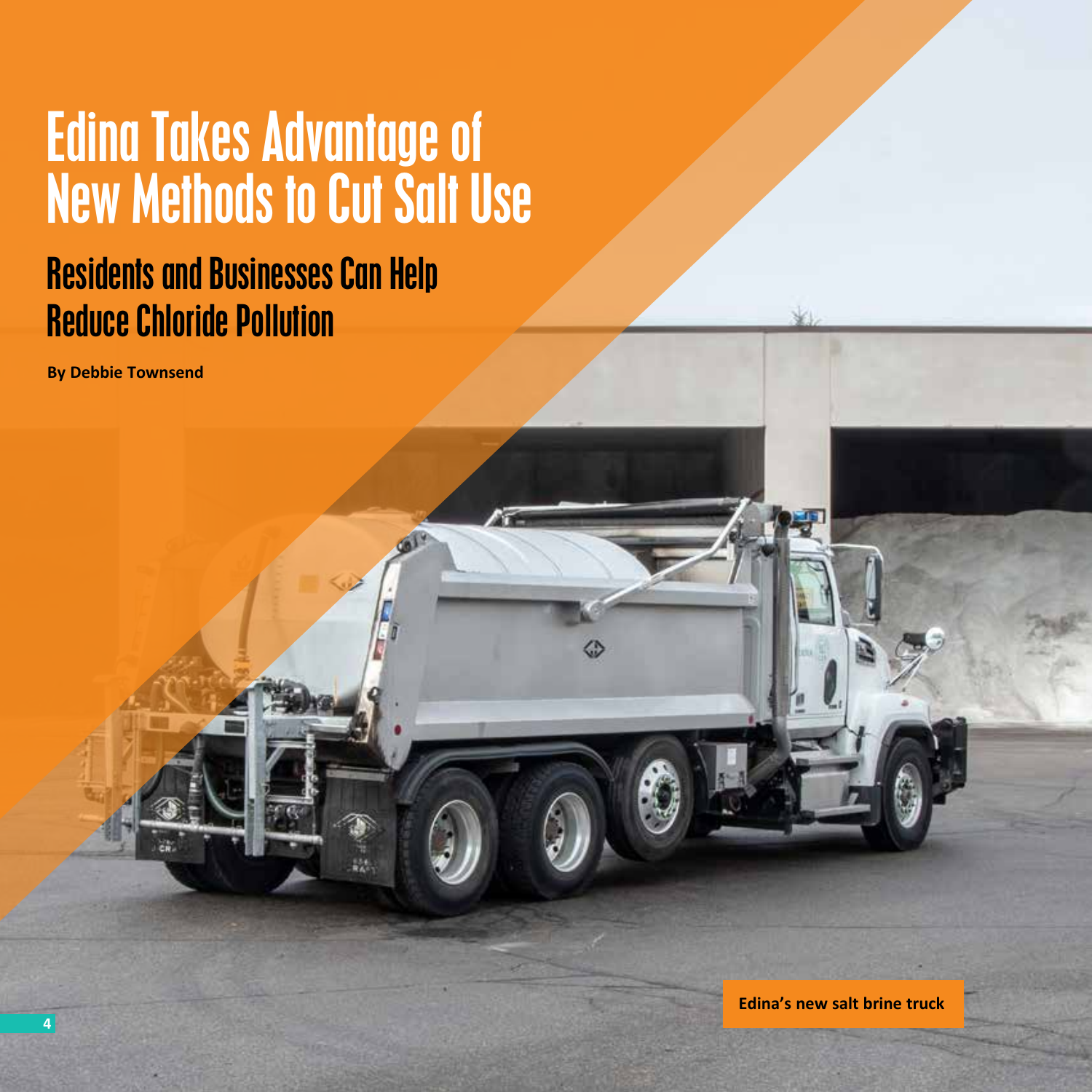# Edina Takes Advantage of New Methods to Cut Salt Use

## Residents and Businesses Can Help Reduce Chloride Pollution

**By Debbie Townsend**

**Edina's new salt brine truck**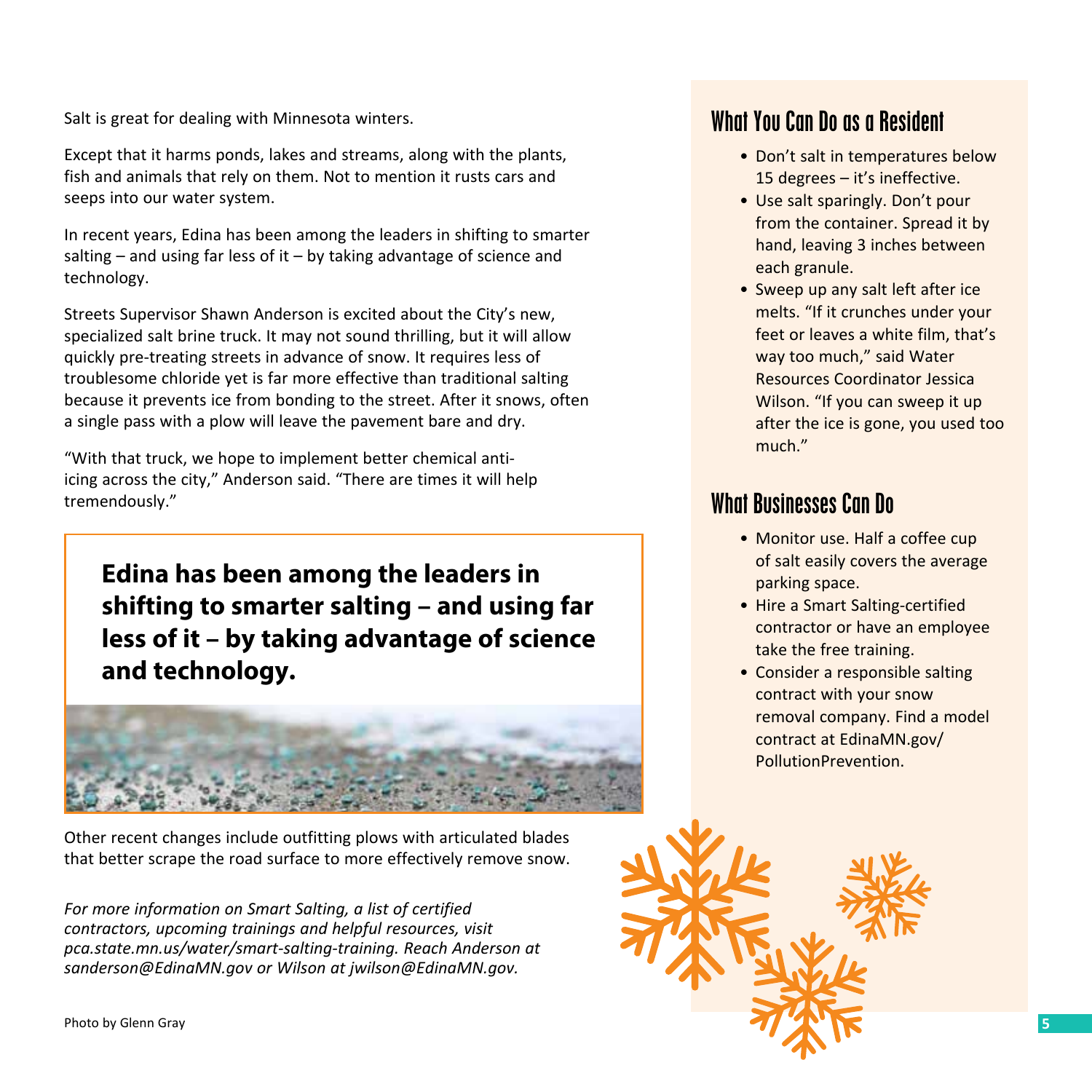Salt is great for dealing with Minnesota winters.

Except that it harms ponds, lakes and streams, along with the plants, fish and animals that rely on them. Not to mention it rusts cars and seeps into our water system.

In recent years, Edina has been among the leaders in shifting to smarter salting – and using far less of it – by taking advantage of science and technology.

Streets Supervisor Shawn Anderson is excited about the City's new, specialized salt brine truck. It may not sound thrilling, but it will allow quickly pre-treating streets in advance of snow. It requires less of troublesome chloride yet is far more effective than traditional salting because it prevents ice from bonding to the street. After it snows, often a single pass with a plow will leave the pavement bare and dry.

"With that truck, we hope to implement better chemical anti-icing across the city," Anderson said. "There are times it will help tremendously."

**Edina has been among the leaders in shifting to smarter salting – and using far less of it – by taking advantage of science and technology.**

Other recent changes include outfitting plows with articulated blades that better scrape the road surface to more effectively remove snow.

*For more information on Smart Salting, a list of certified contractors, upcoming trainings and helpful resources, visit pca.state.mn.us/water/smart-salting-training. Reach Anderson at sanderson@EdinaMN.gov or Wilson at jwilson@EdinaMN.gov.*

Photo by Glenn Gray

## What You Can Do as a Resident

- Don't salt in temperatures below 15 degrees – it's ineffective.
- Use salt sparingly. Don't pour from the container. Spread it by hand, leaving 3 inches between each granule.
- Sweep up any salt left after ice melts. "If it crunches under your feet or leaves a white film, that's way too much," said Water Resources Coordinator Jessica Wilson. "If you can sweep it up after the ice is gone, you used too much."

## What Businesses Can Do

- Monitor use. Half a coffee cup of salt easily covers the average parking space.
- Hire a Smart Salting-certified contractor or have an employee take the free training.
- Consider a responsible salting contract with your snow removal company. Find a model contract at EdinaMN.gov/PollutionPrevention.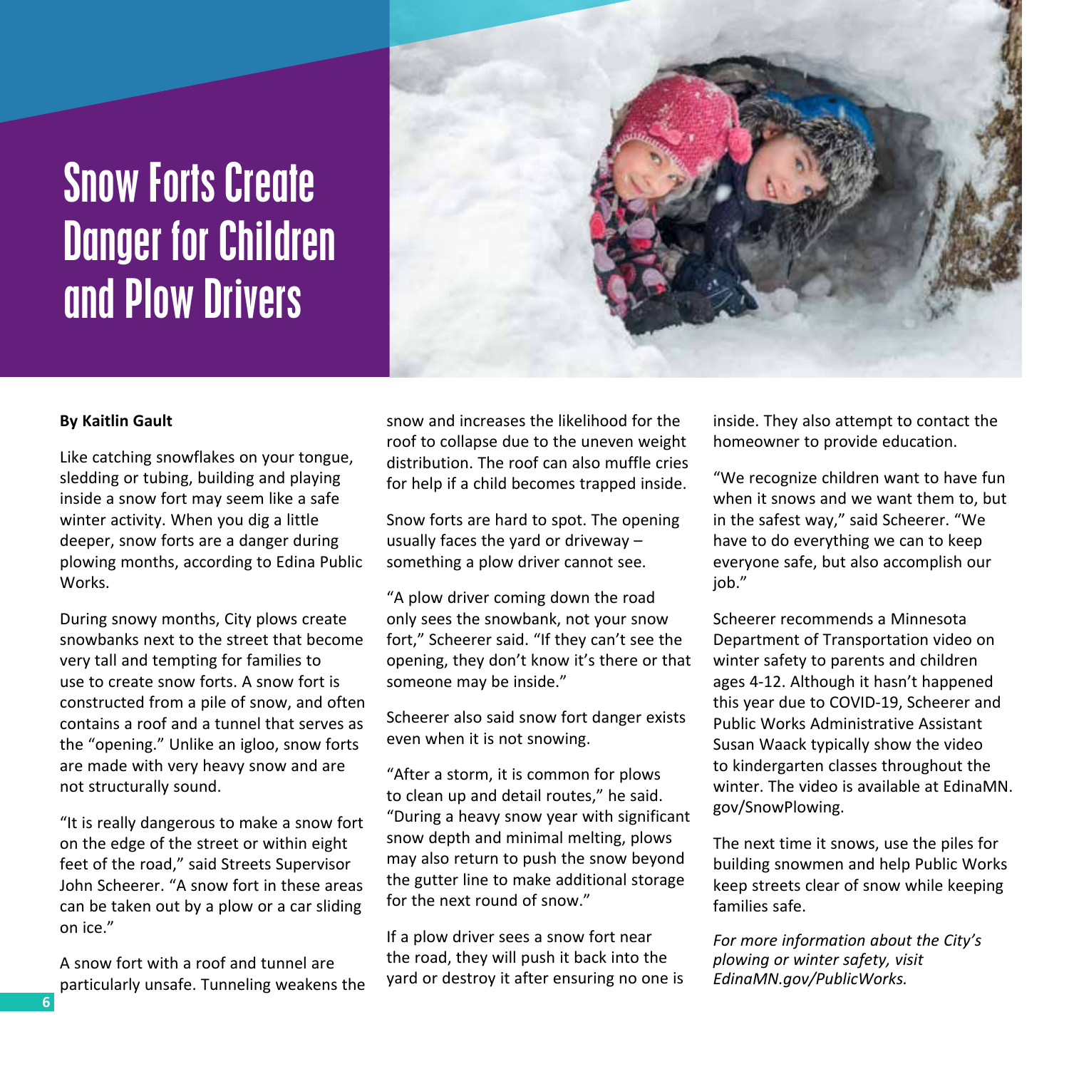# Snow Forts Create Danger for Children and Plow Drivers

**By Kaitlin Gault**

Like catching snowflakes on your tongue, sledding or tubing, building and playing inside a snow fort may seem like a safe winter activity. When you dig a little deeper, snow forts are a danger during plowing months, according to Edina Public Works.

During snowy months, City plows create snowbanks next to the street that become very tall and tempting for families to use to create snow forts. A snow fort is constructed from a pile of snow, and often contains a roof and a tunnel that serves as the "opening." Unlike an igloo, snow forts are made with very heavy snow and are not structurally sound.

"It is really dangerous to make a snow fort on the edge of the street or within eight feet of the road," said Streets Supervisor John Scheerer. "A snow fort in these areas can be taken out by a plow or a car sliding on ice."

A snow fort with a roof and tunnel are particularly unsafe. Tunneling weakens the snow and increases the likelihood for the roof to collapse due to the uneven weight distribution. The roof can also muffle cries for help if a child becomes trapped inside.

Snow forts are hard to spot. The opening usually faces the yard or driveway – something a plow driver cannot see.

"A plow driver coming down the road only sees the snowbank, not your snow fort," Scheerer said. "If they can't see the opening, they don't know it's there or that someone may be inside."

Scheerer also said snow fort danger exists even when it is not snowing.

"After a storm, it is common for plows to clean up and detail routes," he said. "During a heavy snow year with significant snow depth and minimal melting, plows may also return to push the snow beyond the gutter line to make additional storage for the next round of snow."

If a plow driver sees a snow fort near the road, they will push it back into the yard or destroy it after ensuring no one is inside. They also attempt to contact the homeowner to provide education.

"We recognize children want to have fun when it snows and we want them to, but in the safest way," said Scheerer. "We have to do everything we can to keep everyone safe, but also accomplish our job."

Scheerer recommends a Minnesota Department of Transportation video on winter safety to parents and children ages 4-12. Although it hasn't happened this year due to COVID-19, Scheerer and Public Works Administrative Assistant Susan Waack typically show the video to kindergarten classes throughout the winter. The video is available at EdinaMN.gov/SnowPlowing.

The next time it snows, use the piles for building snowmen and help Public Works keep streets clear of snow while keeping families safe.

*For more information about the City's plowing or winter safety, visit EdinaMN.gov/PublicWorks.*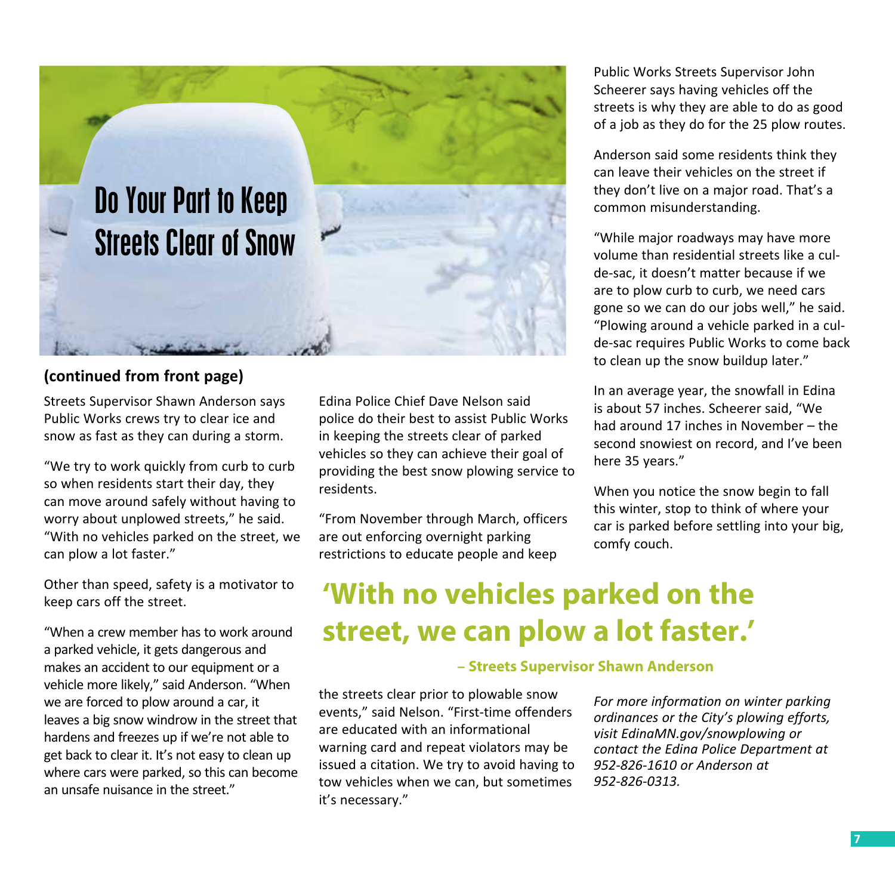# Do Your Part to Keep Streets Clear of Snow

**(continued from front page)**

Streets Supervisor Shawn Anderson says Public Works crews try to clear ice and snow as fast as they can during a storm.

"We try to work quickly from curb to curb so when residents start their day, they can move around safely without having to worry about unplowed streets," he said. "With no vehicles parked on the street, we can plow a lot faster."

Other than speed, safety is a motivator to keep cars off the street.

"When a crew member has to work around a parked vehicle, it gets dangerous and makes an accident to our equipment or a vehicle more likely," said Anderson. "When we are forced to plow around a car, it leaves a big snow windrow in the street that hardens and freezes up if we're not able to get back to clear it. It's not easy to clean up where cars were parked, so this can become an unsafe nuisance in the street."

Edina Police Chief Dave Nelson said police do their best to assist Public Works in keeping the streets clear of parked vehicles so they can achieve their goal of providing the best snow plowing service to residents.

"From November through March, officers are out enforcing overnight parking restrictions to educate people and keep the streets clear prior to plowable snow events," said Nelson. "First-time offenders are educated with an informational warning card and repeat violators may be issued a citation. We try to avoid having to tow vehicles when we can, but sometimes it's necessary."

> **'With no vehicles parked on the street, we can plow a lot faster.'**
>
> **– Streets Supervisor Shawn Anderson**

Public Works Streets Supervisor John Scheerer says having vehicles off the streets is why they are able to do as good of a job as they do for the 25 plow routes.

Anderson said some residents think they can leave their vehicles on the street if they don't live on a major road. That's a common misunderstanding.

"While major roadways may have more volume than residential streets like a cul-de-sac, it doesn't matter because if we are to plow curb to curb, we need cars gone so we can do our jobs well," he said. "Plowing around a vehicle parked in a cul-de-sac requires Public Works to come back to clean up the snow buildup later."

In an average year, the snowfall in Edina is about 57 inches. Scheerer said, "We had around 17 inches in November – the second snowiest on record, and I've been here 35 years."

When you notice the snow begin to fall this winter, stop to think of where your car is parked before settling into your big, comfy couch.

*For more information on winter parking ordinances or the City's plowing efforts, visit EdinaMN.gov/snowplowing or contact the Edina Police Department at 952-826-1610 or Anderson at 952-826-0313.*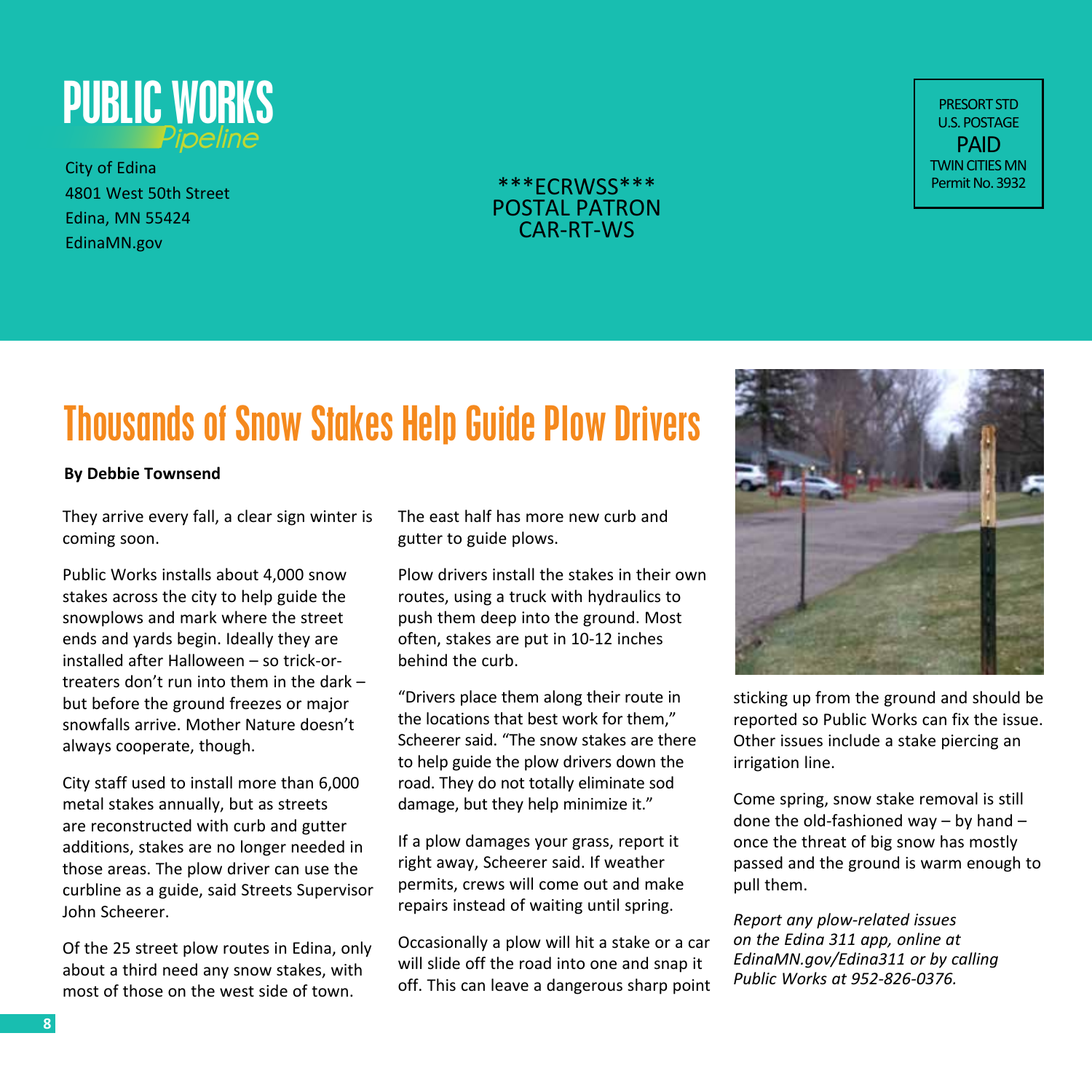# PUBLIC WORKS *Pipeline*

City of Edina
4801 West 50th Street
Edina, MN 55424
EdinaMN.gov

***ECRWSS***
POSTAL PATRON
CAR-RT-WS

PRESORT STD
U.S. POSTAGE
PAID
TWIN CITIES MN
Permit No. 3932

## Thousands of Snow Stakes Help Guide Plow Drivers

**By Debbie Townsend**

They arrive every fall, a clear sign winter is coming soon.

Public Works installs about 4,000 snow stakes across the city to help guide the snowplows and mark where the street ends and yards begin. Ideally they are installed after Halloween – so trick-or-treaters don't run into them in the dark – but before the ground freezes or major snowfalls arrive. Mother Nature doesn't always cooperate, though.

City staff used to install more than 6,000 metal stakes annually, but as streets are reconstructed with curb and gutter additions, stakes are no longer needed in those areas. The plow driver can use the curbline as a guide, said Streets Supervisor John Scheerer.

Of the 25 street plow routes in Edina, only about a third need any snow stakes, with most of those on the west side of town. The east half has more new curb and gutter to guide plows.

Plow drivers install the stakes in their own routes, using a truck with hydraulics to push them deep into the ground. Most often, stakes are put in 10-12 inches behind the curb.

"Drivers place them along their route in the locations that best work for them," Scheerer said. "The snow stakes are there to help guide the plow drivers down the road. They do not totally eliminate sod damage, but they help minimize it."

If a plow damages your grass, report it right away, Scheerer said. If weather permits, crews will come out and make repairs instead of waiting until spring.

Occasionally a plow will hit a stake or a car will slide off the road into one and snap it off. This can leave a dangerous sharp point sticking up from the ground and should be reported so Public Works can fix the issue. Other issues include a stake piercing an irrigation line.

Come spring, snow stake removal is still done the old-fashioned way – by hand – once the threat of big snow has mostly passed and the ground is warm enough to pull them.

*Report any plow-related issues on the Edina 311 app, online at EdinaMN.gov/Edina311 or by calling Public Works at 952-826-0376.*